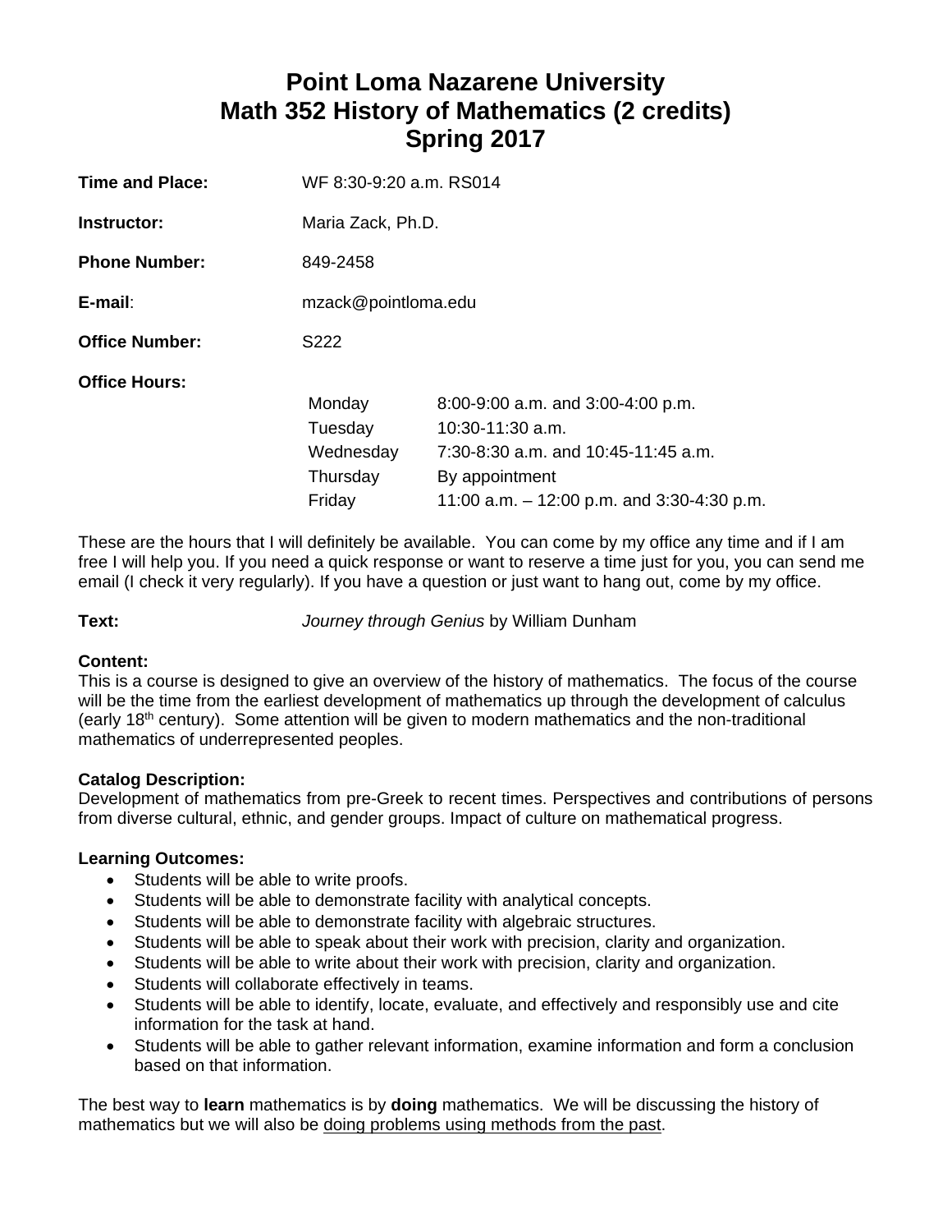# Point Loma Nazarene University
# Math 352 History of Mathematics (2 credits)
# Spring 2017

**Time and Place:** WF 8:30-9:20 a.m. RS014

**Instructor:** Maria Zack, Ph.D.

**Phone Number:** 849-2458

**E-mail**: mzack@pointloma.edu

**Office Number:** S222

**Office Hours:**

| | |
|---|---|
| Monday | 8:00-9:00 a.m. and 3:00-4:00 p.m. |
| Tuesday | 10:30-11:30 a.m. |
| Wednesday | 7:30-8:30 a.m. and 10:45-11:45 a.m. |
| Thursday | By appointment |
| Friday | 11:00 a.m. – 12:00 p.m. and 3:30-4:30 p.m. |

These are the hours that I will definitely be available. You can come by my office any time and if I am free I will help you. If you need a quick response or want to reserve a time just for you, you can send me email (I check it very regularly). If you have a question or just want to hang out, come by my office.

**Text:** *Journey through Genius* by William Dunham

**Content:**
This is a course is designed to give an overview of the history of mathematics. The focus of the course will be the time from the earliest development of mathematics up through the development of calculus (early 18th century). Some attention will be given to modern mathematics and the non-traditional mathematics of underrepresented peoples.

**Catalog Description:**
Development of mathematics from pre-Greek to recent times. Perspectives and contributions of persons from diverse cultural, ethnic, and gender groups. Impact of culture on mathematical progress.

**Learning Outcomes:**

- Students will be able to write proofs.
- Students will be able to demonstrate facility with analytical concepts.
- Students will be able to demonstrate facility with algebraic structures.
- Students will be able to speak about their work with precision, clarity and organization.
- Students will be able to write about their work with precision, clarity and organization.
- Students will collaborate effectively in teams.
- Students will be able to identify, locate, evaluate, and effectively and responsibly use and cite information for the task at hand.
- Students will be able to gather relevant information, examine information and form a conclusion based on that information.

The best way to **learn** mathematics is by **doing** mathematics. We will be discussing the history of mathematics but we will also be <u>doing problems using methods from the past</u>.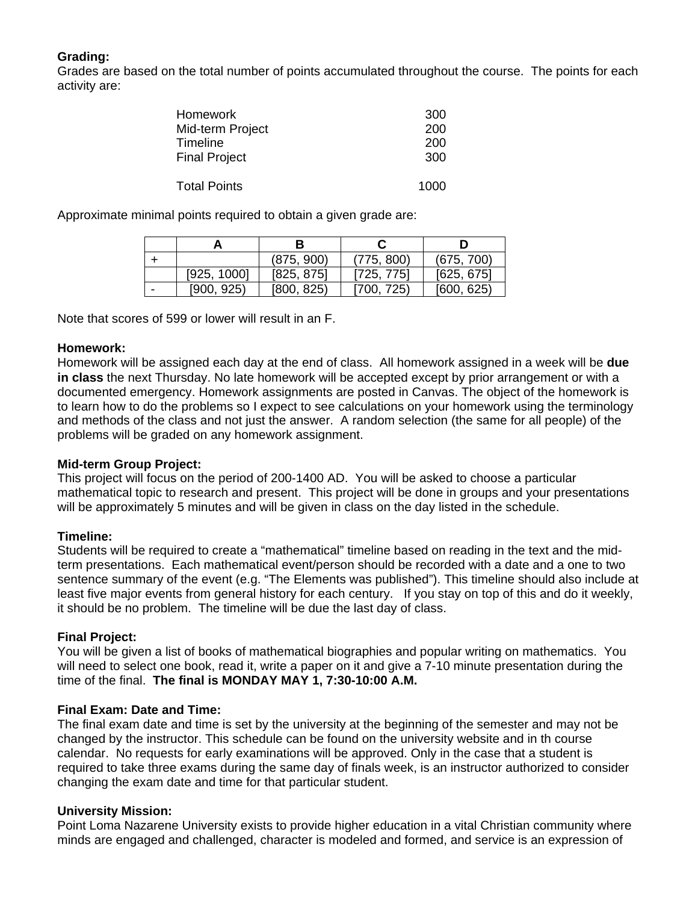**Grading:**
Grades are based on the total number of points accumulated throughout the course. The points for each activity are:

| Activity | Points |
|---|---|
| Homework | 300 |
| Mid-term Project | 200 |
| Timeline | 200 |
| Final Project | 300 |
| Total Points | 1000 |

Approximate minimal points required to obtain a given grade are:

| | A | B | C | D |
|---|---|---|---|---|
| + | | (875, 900) | (775, 800) | (675, 700) |
| | [925, 1000] | [825, 875] | [725, 775] | [625, 675] |
| - | [900, 925) | [800, 825) | [700, 725) | [600, 625) |

Note that scores of 599 or lower will result in an F.

**Homework:**
Homework will be assigned each day at the end of class. All homework assigned in a week will be **due in class** the next Thursday. No late homework will be accepted except by prior arrangement or with a documented emergency. Homework assignments are posted in Canvas. The object of the homework is to learn how to do the problems so I expect to see calculations on your homework using the terminology and methods of the class and not just the answer. A random selection (the same for all people) of the problems will be graded on any homework assignment.

**Mid-term Group Project:**
This project will focus on the period of 200-1400 AD. You will be asked to choose a particular mathematical topic to research and present. This project will be done in groups and your presentations will be approximately 5 minutes and will be given in class on the day listed in the schedule.

**Timeline:**
Students will be required to create a "mathematical" timeline based on reading in the text and the mid-term presentations. Each mathematical event/person should be recorded with a date and a one to two sentence summary of the event (e.g. "The Elements was published"). This timeline should also include at least five major events from general history for each century. If you stay on top of this and do it weekly, it should be no problem. The timeline will be due the last day of class.

**Final Project:**
You will be given a list of books of mathematical biographies and popular writing on mathematics. You will need to select one book, read it, write a paper on it and give a 7-10 minute presentation during the time of the final. **The final is MONDAY MAY 1, 7:30-10:00 A.M.**

**Final Exam: Date and Time:**
The final exam date and time is set by the university at the beginning of the semester and may not be changed by the instructor. This schedule can be found on the university website and in th course calendar. No requests for early examinations will be approved. Only in the case that a student is required to take three exams during the same day of finals week, is an instructor authorized to consider changing the exam date and time for that particular student.

**University Mission:**
Point Loma Nazarene University exists to provide higher education in a vital Christian community where minds are engaged and challenged, character is modeled and formed, and service is an expression of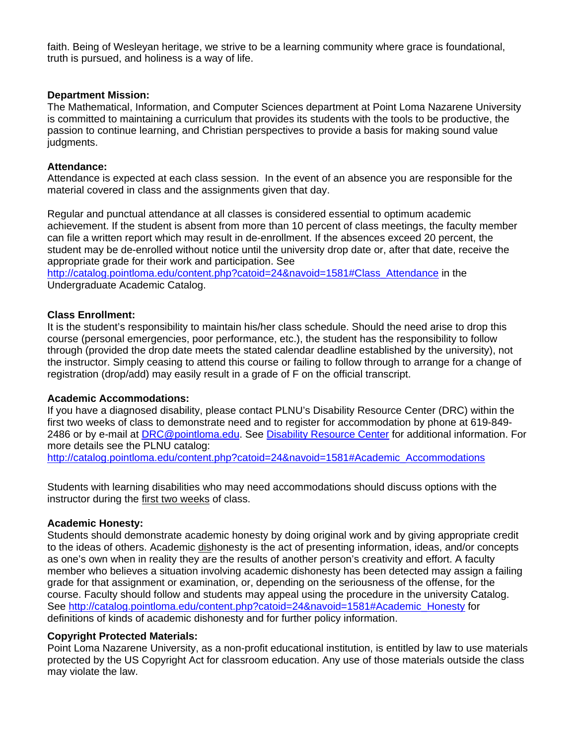faith. Being of Wesleyan heritage, we strive to be a learning community where grace is foundational, truth is pursued, and holiness is a way of life.

**Department Mission:**
The Mathematical, Information, and Computer Sciences department at Point Loma Nazarene University is committed to maintaining a curriculum that provides its students with the tools to be productive, the passion to continue learning, and Christian perspectives to provide a basis for making sound value judgments.

**Attendance:**
Attendance is expected at each class session. In the event of an absence you are responsible for the material covered in class and the assignments given that day.

Regular and punctual attendance at all classes is considered essential to optimum academic achievement. If the student is absent from more than 10 percent of class meetings, the faculty member can file a written report which may result in de-enrollment. If the absences exceed 20 percent, the student may be de-enrolled without notice until the university drop date or, after that date, receive the appropriate grade for their work and participation. See http://catalog.pointloma.edu/content.php?catoid=24&navoid=1581#Class_Attendance in the Undergraduate Academic Catalog.

**Class Enrollment:**
It is the student's responsibility to maintain his/her class schedule. Should the need arise to drop this course (personal emergencies, poor performance, etc.), the student has the responsibility to follow through (provided the drop date meets the stated calendar deadline established by the university), not the instructor. Simply ceasing to attend this course or failing to follow through to arrange for a change of registration (drop/add) may easily result in a grade of F on the official transcript.

**Academic Accommodations:**
If you have a diagnosed disability, please contact PLNU's Disability Resource Center (DRC) within the first two weeks of class to demonstrate need and to register for accommodation by phone at 619-849-2486 or by e-mail at DRC@pointloma.edu. See Disability Resource Center for additional information. For more details see the PLNU catalog:
http://catalog.pointloma.edu/content.php?catoid=24&navoid=1581#Academic_Accommodations

Students with learning disabilities who may need accommodations should discuss options with the instructor during the first two weeks of class.

**Academic Honesty:**
Students should demonstrate academic honesty by doing original work and by giving appropriate credit to the ideas of others. Academic dishonesty is the act of presenting information, ideas, and/or concepts as one's own when in reality they are the results of another person's creativity and effort. A faculty member who believes a situation involving academic dishonesty has been detected may assign a failing grade for that assignment or examination, or, depending on the seriousness of the offense, for the course. Faculty should follow and students may appeal using the procedure in the university Catalog. See http://catalog.pointloma.edu/content.php?catoid=24&navoid=1581#Academic_Honesty for definitions of kinds of academic dishonesty and for further policy information.

**Copyright Protected Materials:**
Point Loma Nazarene University, as a non-profit educational institution, is entitled by law to use materials protected by the US Copyright Act for classroom education. Any use of those materials outside the class may violate the law.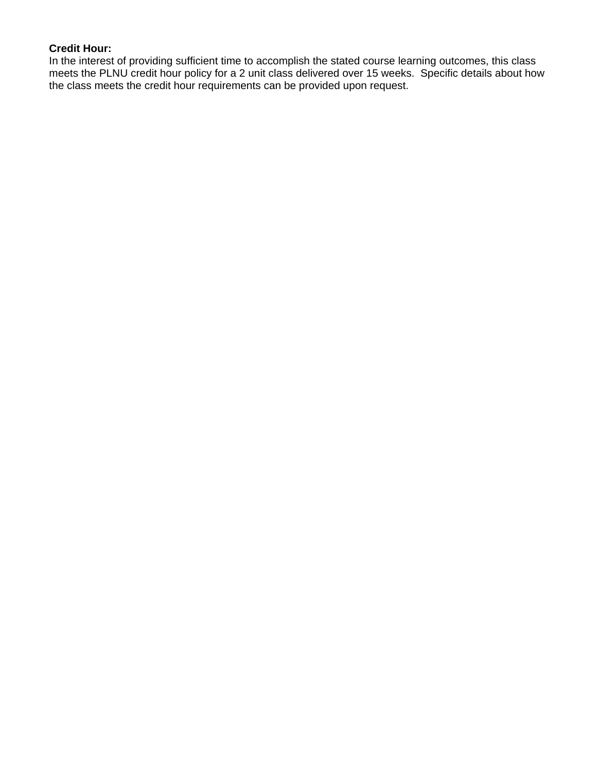**Credit Hour:**
In the interest of providing sufficient time to accomplish the stated course learning outcomes, this class meets the PLNU credit hour policy for a 2 unit class delivered over 15 weeks. Specific details about how the class meets the credit hour requirements can be provided upon request.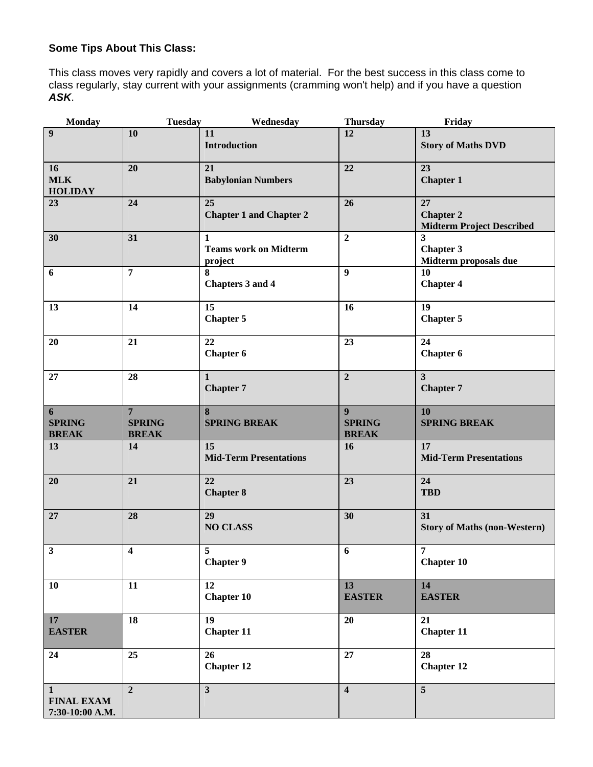**Some Tips About This Class:**

This class moves very rapidly and covers a lot of material. For the best success in this class come to class regularly, stay current with your assignments (cramming won't help) and if you have a question ***ASK***.

| Monday | Tuesday | Wednesday | Thursday | Friday |
|---|---|---|---|---|
| 9 | 10 | 11 Introduction | 12 | 13 Story of Maths DVD |
| 16 MLK HOLIDAY | 20 | 21 Babylonian Numbers | 22 | 23 Chapter 1 |
| 23 | 24 | 25 Chapter 1 and Chapter 2 | 26 | 27 Chapter 2 Midterm Project Described |
| 30 | 31 | 1 Teams work on Midterm project | 2 | 3 Chapter 3 Midterm proposals due |
| 6 | 7 | 8 Chapters 3 and 4 | 9 | 10 Chapter 4 |
| 13 | 14 | 15 Chapter 5 | 16 | 19 Chapter 5 |
| 20 | 21 | 22 Chapter 6 | 23 | 24 Chapter 6 |
| 27 | 28 | 1 Chapter 7 | 2 | 3 Chapter 7 |
| 6 SPRING BREAK | 7 SPRING BREAK | 8 SPRING BREAK | 9 SPRING BREAK | 10 SPRING BREAK |
| 13 | 14 | 15 Mid-Term Presentations | 16 | 17 Mid-Term Presentations |
| 20 | 21 | 22 Chapter 8 | 23 | 24 TBD |
| 27 | 28 | 29 NO CLASS | 30 | 31 Story of Maths (non-Western) |
| 3 | 4 | 5 Chapter 9 | 6 | 7 Chapter 10 |
| 10 | 11 | 12 Chapter 10 | 13 EASTER | 14 EASTER |
| 17 EASTER | 18 | 19 Chapter 11 | 20 | 21 Chapter 11 |
| 24 | 25 | 26 Chapter 12 | 27 | 28 Chapter 12 |
| 1 FINAL EXAM 7:30-10:00 A.M. | 2 | 3 | 4 | 5 |